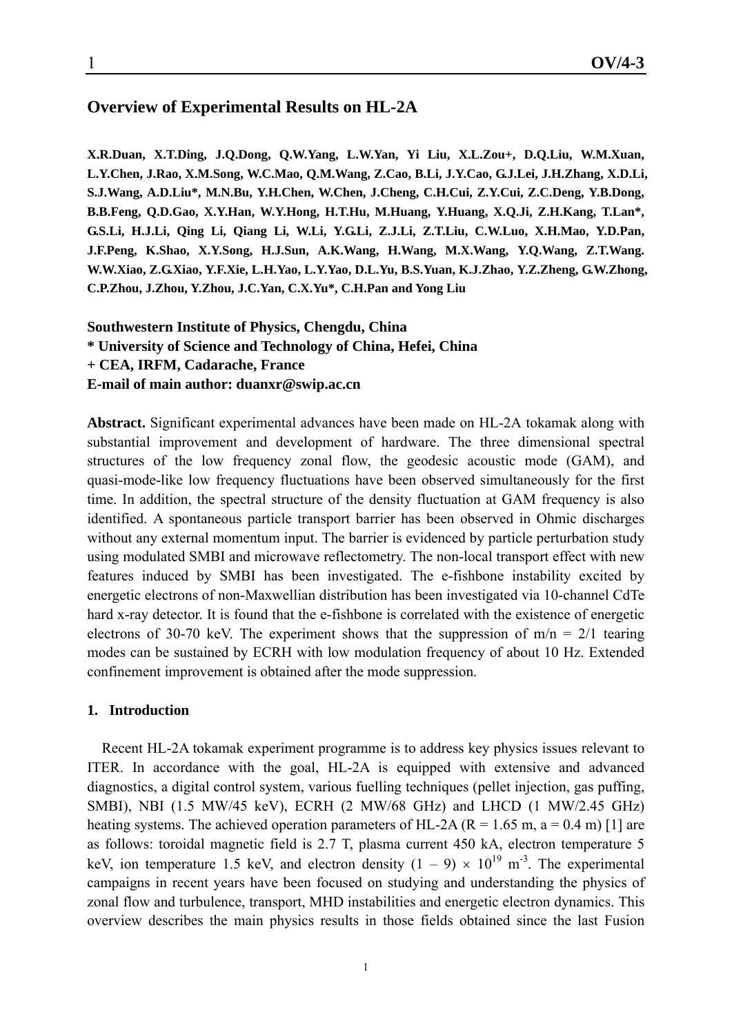# Overview of Experimental Results on HL-2A

**X.R.Duan, X.T.Ding, J.Q.Dong, Q.W.Yang, L.W.Yan, Yi Liu, X.L.Zou+, D.Q.Liu, W.M.Xuan, L.Y.Chen, J.Rao, X.M.Song, W.C.Mao, Q.M.Wang, Z.Cao, B.Li, J.Y.Cao, G.J.Lei, J.H.Zhang, X.D.Li, S.J.Wang, A.D.Liu*, M.N.Bu, Y.H.Chen, W.Chen, J.Cheng, C.H.Cui, Z.Y.Cui, Z.C.Deng, Y.B.Dong, B.B.Feng, Q.D.Gao, X.Y.Han, W.Y.Hong, H.T.Hu, M.Huang, Y.Huang, X.Q.Ji, Z.H.Kang, T.Lan*, G.S.Li, H.J.Li, Qing Li, Qiang Li, W.Li, Y.G.Li, Z.J.Li, Z.T.Liu, C.W.Luo, X.H.Mao, Y.D.Pan, J.F.Peng, K.Shao, X.Y.Song, H.J.Sun, A.K.Wang, H.Wang, M.X.Wang, Y.Q.Wang, Z.T.Wang. W.W.Xiao, Z.G.Xiao, Y.F.Xie, L.H.Yao, L.Y.Yao, D.L.Yu, B.S.Yuan, K.J.Zhao, Y.Z.Zheng, G.W.Zhong, C.P.Zhou, J.Zhou, Y.Zhou, J.C.Yan, C.X.Yu*, C.H.Pan and Yong Liu**

**Southwestern Institute of Physics, Chengdu, China**
**\* University of Science and Technology of China, Hefei, China**
**+ CEA, IRFM, Cadarache, France**
**E-mail of main author: duanxr@swip.ac.cn**

**Abstract.** Significant experimental advances have been made on HL-2A tokamak along with substantial improvement and development of hardware. The three dimensional spectral structures of the low frequency zonal flow, the geodesic acoustic mode (GAM), and quasi-mode-like low frequency fluctuations have been observed simultaneously for the first time. In addition, the spectral structure of the density fluctuation at GAM frequency is also identified. A spontaneous particle transport barrier has been observed in Ohmic discharges without any external momentum input. The barrier is evidenced by particle perturbation study using modulated SMBI and microwave reflectometry. The non-local transport effect with new features induced by SMBI has been investigated. The e-fishbone instability excited by energetic electrons of non-Maxwellian distribution has been investigated via 10-channel CdTe hard x-ray detector. It is found that the e-fishbone is correlated with the existence of energetic electrons of 30-70 keV. The experiment shows that the suppression of m/n = 2/1 tearing modes can be sustained by ECRH with low modulation frequency of about 10 Hz. Extended confinement improvement is obtained after the mode suppression.

## 1. Introduction

Recent HL-2A tokamak experiment programme is to address key physics issues relevant to ITER. In accordance with the goal, HL-2A is equipped with extensive and advanced diagnostics, a digital control system, various fuelling techniques (pellet injection, gas puffing, SMBI), NBI (1.5 MW/45 keV), ECRH (2 MW/68 GHz) and LHCD (1 MW/2.45 GHz) heating systems. The achieved operation parameters of HL-2A (R = 1.65 m, a = 0.4 m) [1] are as follows: toroidal magnetic field is 2.7 T, plasma current 450 kA, electron temperature 5 keV, ion temperature 1.5 keV, and electron density $(1 – 9) \times 10^{19}$ $m^{-3}$. The experimental campaigns in recent years have been focused on studying and understanding the physics of zonal flow and turbulence, transport, MHD instabilities and energetic electron dynamics. This overview describes the main physics results in those fields obtained since the last Fusion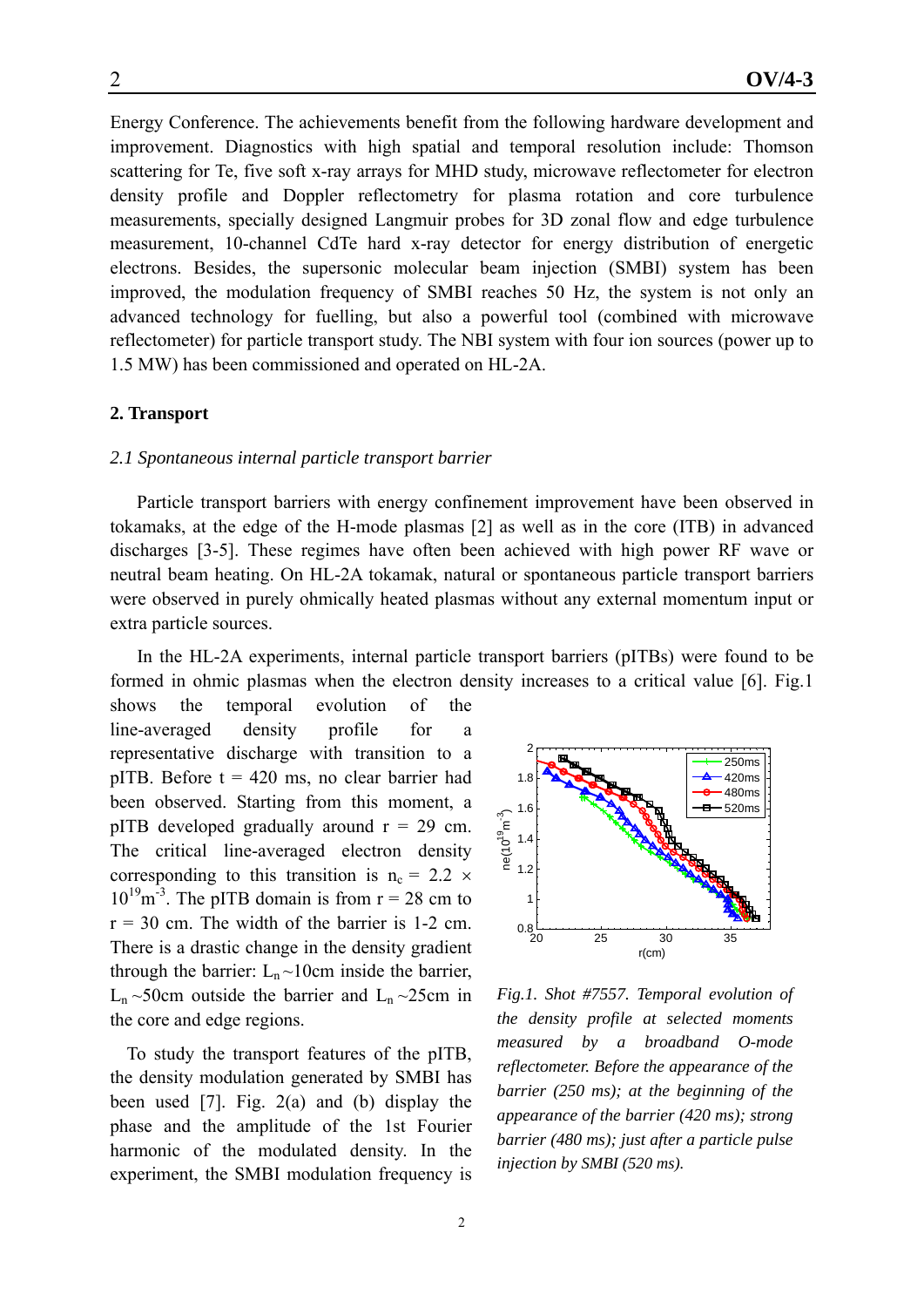Energy Conference. The achievements benefit from the following hardware development and improvement. Diagnostics with high spatial and temporal resolution include: Thomson scattering for Te, five soft x-ray arrays for MHD study, microwave reflectometer for electron density profile and Doppler reflectometry for plasma rotation and core turbulence measurements, specially designed Langmuir probes for 3D zonal flow and edge turbulence measurement, 10-channel CdTe hard x-ray detector for energy distribution of energetic electrons. Besides, the supersonic molecular beam injection (SMBI) system has been improved, the modulation frequency of SMBI reaches 50 Hz, the system is not only an advanced technology for fuelling, but also a powerful tool (combined with microwave reflectometer) for particle transport study. The NBI system with four ion sources (power up to 1.5 MW) has been commissioned and operated on HL-2A.

## 2. Transport

### *2.1 Spontaneous internal particle transport barrier*

Particle transport barriers with energy confinement improvement have been observed in tokamaks, at the edge of the H-mode plasmas [2] as well as in the core (ITB) in advanced discharges [3-5]. These regimes have often been achieved with high power RF wave or neutral beam heating. On HL-2A tokamak, natural or spontaneous particle transport barriers were observed in purely ohmically heated plasmas without any external momentum input or extra particle sources.

In the HL-2A experiments, internal particle transport barriers (pITBs) were found to be formed in ohmic plasmas when the electron density increases to a critical value [6]. Fig.1 shows the temporal evolution of the line-averaged density profile for a representative discharge with transition to a pITB. Before t = 420 ms, no clear barrier had been observed. Starting from this moment, a pITB developed gradually around r = 29 cm. The critical line-averaged electron density corresponding to this transition is $n_c = 2.2 \times 10^{19}\mathrm{m}^{-3}$. The pITB domain is from r = 28 cm to r = 30 cm. The width of the barrier is 1-2 cm. There is a drastic change in the density gradient through the barrier: $L_n$ ~10cm inside the barrier, $L_n$ ~50cm outside the barrier and $L_n$ ~25cm in the core and edge regions.

2
1.8
1.6
1.4
1.2
1
0.8
ne($10^{19}$ m$^{-3}$)
20 25 30 35
r(cm)
250ms
420ms
480ms
520ms

*Fig.1. Shot #7557. Temporal evolution of the density profile at selected moments measured by a broadband O-mode reflectometer. Before the appearance of the barrier (250 ms); at the beginning of the appearance of the barrier (420 ms); strong barrier (480 ms); just after a particle pulse injection by SMBI (520 ms).*

To study the transport features of the pITB, the density modulation generated by SMBI has been used [7]. Fig. 2(a) and (b) display the phase and the amplitude of the 1st Fourier harmonic of the modulated density. In the experiment, the SMBI modulation frequency is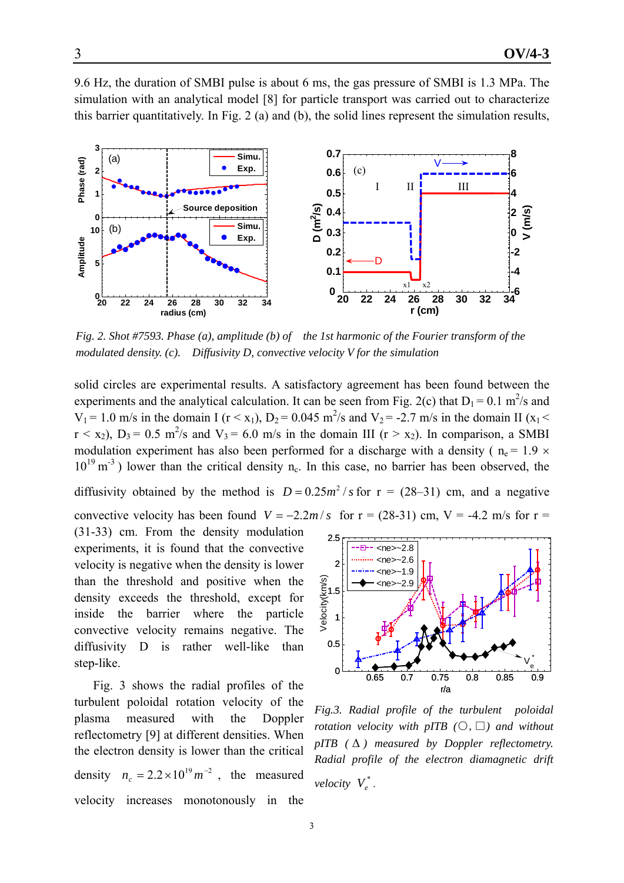9.6 Hz, the duration of SMBI pulse is about 6 ms, the gas pressure of SMBI is 1.3 MPa. The simulation with an analytical model [8] for particle transport was carried out to characterize this barrier quantitatively. In Fig. 2 (a) and (b), the solid lines represent the simulation results,

(a)
Phase (rad)
Simu.
Exp.
Source deposition

(b)
Amplitude
Simu.
Exp.
radius (cm)

(c)
D (m²/s)
V (m/s)
I II III
V
D
x1 x2
r (cm)

*Fig. 2. Shot #7593. Phase (a), amplitude (b) of the 1st harmonic of the Fourier transform of the modulated density. (c). Diffusivity D, convective velocity V for the simulation*

solid circles are experimental results. A satisfactory agreement has been found between the experiments and the analytical calculation. It can be seen from Fig. 2(c) that $D_1 = 0.1$ m$^2$/s and $V_1 = 1.0$ m/s in the domain I ($r < x_1$), $D_2 = 0.045$ m$^2$/s and $V_2 = -2.7$ m/s in the domain II ($x_1 < r < x_2$), $D_3 = 0.5$ m$^2$/s and $V_3 = 6.0$ m/s in the domain III ($r > x_2$). In comparison, a SMBI modulation experiment has also been performed for a discharge with a density ( $n_e = 1.9 \times 10^{19}$ m$^{-3}$ ) lower than the critical density $n_c$. In this case, no barrier has been observed, the diffusivity obtained by the method is $D = 0.25m^2/s$ for r = (28–31) cm, and a negative convective velocity has been found $V = -2.2m/s$ for r = (28-31) cm, V = -4.2 m/s for r = (31-33) cm. From the density modulation experiments, it is found that the convective velocity is negative when the density is lower than the threshold and positive when the density exceeds the threshold, except for inside the barrier where the particle convective velocity remains negative. The diffusivity D is rather well-like than step-like.

Fig. 3 shows the radial profiles of the turbulent poloidal rotation velocity of the plasma measured with the Doppler reflectometry [9] at different densities. When the electron density is lower than the critical density $n_c = 2.2 \times 10^{19} m^{-2}$ , the measured velocity increases monotonously in the

Velocity(km/s)
<ne>~2.8
<ne>~2.6
<ne>~1.9
<ne>~2.9
$V_e^*$
r/a

*Fig.3. Radial profile of the turbulent poloidal rotation velocity with pITB (○, □) and without pITB (Δ) measured by Doppler reflectometry. Radial profile of the electron diamagnetic drift velocity $V_e^*$.*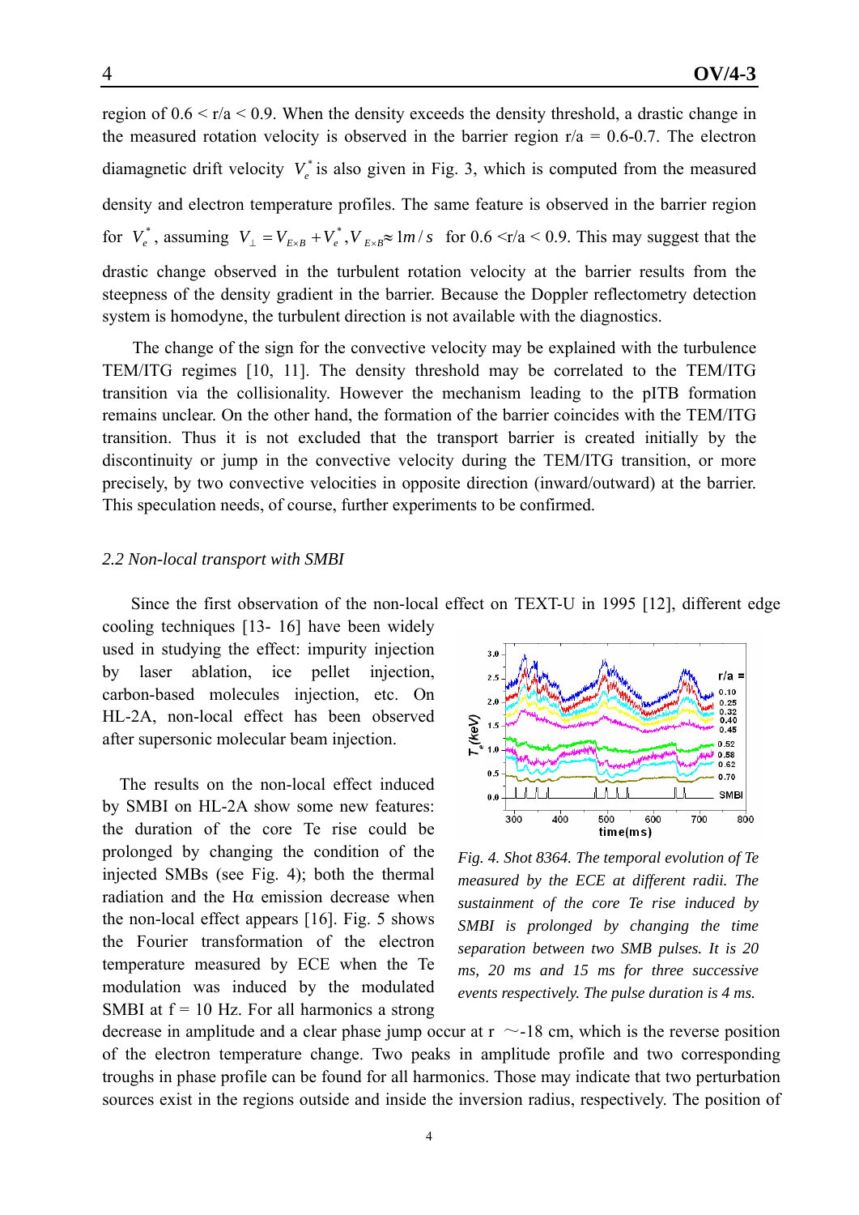region of 0.6 < r/a < 0.9. When the density exceeds the density threshold, a drastic change in the measured rotation velocity is observed in the barrier region r/a = 0.6-0.7. The electron diamagnetic drift velocity $V_e^*$ is also given in Fig. 3, which is computed from the measured density and electron temperature profiles. The same feature is observed in the barrier region for $V_e^*$, assuming $V_\perp = V_{E\times B} + V_e^*, V_{E\times B} \approx 1m/s$ for 0.6 <r/a < 0.9. This may suggest that the drastic change observed in the turbulent rotation velocity at the barrier results from the steepness of the density gradient in the barrier. Because the Doppler reflectometry detection system is homodyne, the turbulent direction is not available with the diagnostics.

The change of the sign for the convective velocity may be explained with the turbulence TEM/ITG regimes [10, 11]. The density threshold may be correlated to the TEM/ITG transition via the collisionality. However the mechanism leading to the pITB formation remains unclear. On the other hand, the formation of the barrier coincides with the TEM/ITG transition. Thus it is not excluded that the transport barrier is created initially by the discontinuity or jump in the convective velocity during the TEM/ITG transition, or more precisely, by two convective velocities in opposite direction (inward/outward) at the barrier. This speculation needs, of course, further experiments to be confirmed.

*2.2 Non-local transport with SMBI*

Since the first observation of the non-local effect on TEXT-U in 1995 [12], different edge cooling techniques [13- 16] have been widely used in studying the effect: impurity injection by laser ablation, ice pellet injection, carbon-based molecules injection, etc. On HL-2A, non-local effect has been observed after supersonic molecular beam injection.

The results on the non-local effect induced by SMBI on HL-2A show some new features: the duration of the core Te rise could be prolonged by changing the condition of the injected SMBs (see Fig. 4); both the thermal radiation and the Hα emission decrease when the non-local effect appears [16]. Fig. 5 shows the Fourier transformation of the electron temperature measured by ECE when the Te modulation was induced by the modulated SMBI at f = 10 Hz. For all harmonics a strong decrease in amplitude and a clear phase jump occur at r ~-18 cm, which is the reverse position of the electron temperature change. Two peaks in amplitude profile and two corresponding troughs in phase profile can be found for all harmonics. Those may indicate that two perturbation sources exist in the regions outside and inside the inversion radius, respectively. The position of

$T_e$(keV)
3.0
2.5
2.0
1.5
1.0
0.5
0.0
r/a =
0.10
0.25
0.32
0.40
0.45
0.52
0.58
0.62
0.70
SMBI
300
400
500
600
700
800
time(ms)

*Fig. 4. Shot 8364. The temporal evolution of Te measured by the ECE at different radii. The sustainment of the core Te rise induced by SMBI is prolonged by changing the time separation between two SMB pulses. It is 20 ms, 20 ms and 15 ms for three successive events respectively. The pulse duration is 4 ms.*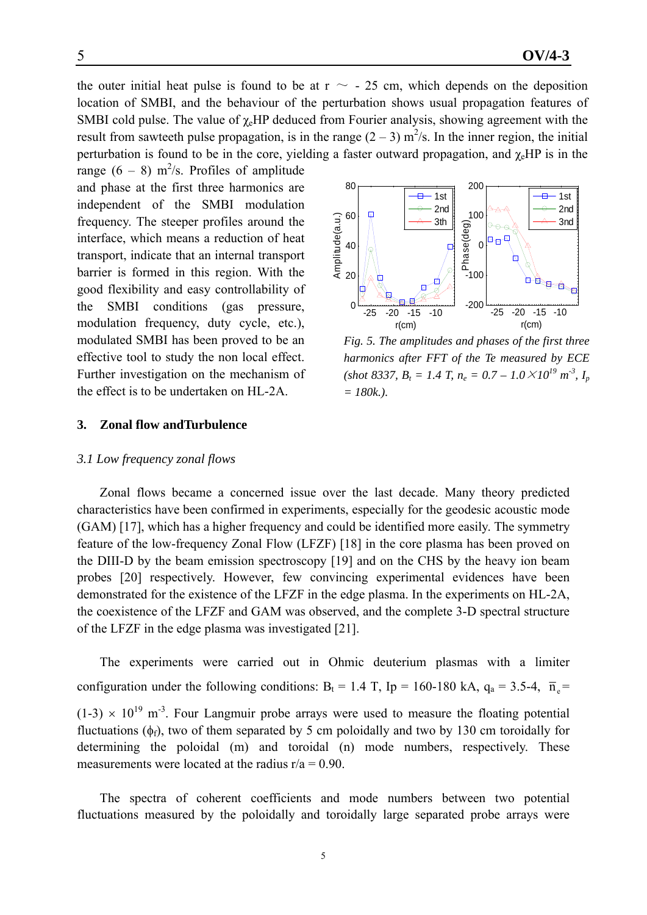the outer initial heat pulse is found to be at r ~ - 25 cm, which depends on the deposition location of SMBI, and the behaviour of the perturbation shows usual propagation features of SMBI cold pulse. The value of $\chi_e$HP deduced from Fourier analysis, showing agreement with the result from sawteeth pulse propagation, is in the range (2 – 3) $m^2$/s. In the inner region, the initial perturbation is found to be in the core, yielding a faster outward propagation, and $\chi_e$HP is in the range (6 – 8) $m^2$/s. Profiles of amplitude and phase at the first three harmonics are independent of the SMBI modulation frequency. The steeper profiles around the interface, which means a reduction of heat transport, indicate that an internal transport barrier is formed in this region. With the good flexibility and easy controllability of the SMBI conditions (gas pressure, modulation frequency, duty cycle, etc.), modulated SMBI has been proved to be an effective tool to study the non local effect. Further investigation on the mechanism of the effect is to be undertaken on HL-2A.

*Fig. 5. The amplitudes and phases of the first three harmonics after FFT of the Te measured by ECE (shot 8337, $B_t$ = 1.4 T, $n_e$ = 0.7 – 1.0×$10^{19}$ $m^{-3}$, $I_p$ = 180k.).*

## 3. Zonal flow andTurbulence

### 3.1 Low frequency zonal flows

Zonal flows became a concerned issue over the last decade. Many theory predicted characteristics have been confirmed in experiments, especially for the geodesic acoustic mode (GAM) [17], which has a higher frequency and could be identified more easily. The symmetry feature of the low-frequency Zonal Flow (LFZF) [18] in the core plasma has been proved on the DIII-D by the beam emission spectroscopy [19] and on the CHS by the heavy ion beam probes [20] respectively. However, few convincing experimental evidences have been demonstrated for the existence of the LFZF in the edge plasma. In the experiments on HL-2A, the coexistence of the LFZF and GAM was observed, and the complete 3-D spectral structure of the LFZF in the edge plasma was investigated [21].

The experiments were carried out in Ohmic deuterium plasmas with a limiter configuration under the following conditions: $B_t$ = 1.4 T, Ip = 160-180 kA, $q_a$ = 3.5-4, $\overline{n}_e$ = (1-3) × $10^{19}$ $m^{-3}$. Four Langmuir probe arrays were used to measure the floating potential fluctuations ($\phi_f$), two of them separated by 5 cm poloidally and two by 130 cm toroidally for determining the poloidal (m) and toroidal (n) mode numbers, respectively. These measurements were located at the radius r/a = 0.90.

The spectra of coherent coefficients and mode numbers between two potential fluctuations measured by the poloidally and toroidally large separated probe arrays were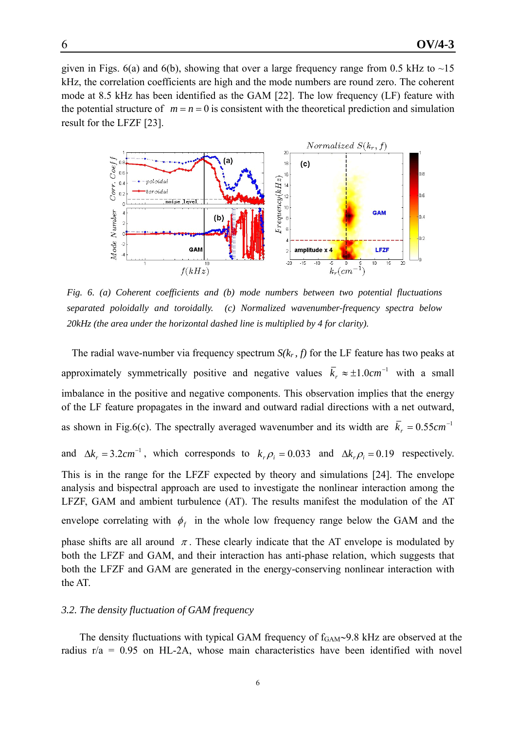given in Figs. 6(a) and 6(b), showing that over a large frequency range from 0.5 kHz to ~15 kHz, the correlation coefficients are high and the mode numbers are round zero. The coherent mode at 8.5 kHz has been identified as the GAM [22]. The low frequency (LF) feature with the potential structure of $m = n = 0$ is consistent with the theoretical prediction and simulation result for the LFZF [23].

*Fig. 6. (a) Coherent coefficients and (b) mode numbers between two potential fluctuations separated poloidally and toroidally. (c) Normalized wavenumber-frequency spectra below 20kHz (the area under the horizontal dashed line is multiplied by 4 for clarity).*

The radial wave-number via frequency spectrum $S(k_r, f)$ for the LF feature has two peaks at approximately symmetrically positive and negative values $\bar{k}_r \approx \pm 1.0 cm^{-1}$ with a small imbalance in the positive and negative components. This observation implies that the energy of the LF feature propagates in the inward and outward radial directions with a net outward, as shown in Fig.6(c). The spectrally averaged wavenumber and its width are $\bar{k}_r = 0.55 cm^{-1}$ and $\Delta k_r = 3.2 cm^{-1}$, which corresponds to $k_r \rho_i = 0.033$ and $\Delta k_r \rho_i = 0.19$ respectively. This is in the range for the LFZF expected by theory and simulations [24]. The envelope analysis and bispectral approach are used to investigate the nonlinear interaction among the LFZF, GAM and ambient turbulence (AT). The results manifest the modulation of the AT envelope correlating with $\phi_f$ in the whole low frequency range below the GAM and the phase shifts are all around $\pi$. These clearly indicate that the AT envelope is modulated by both the LFZF and GAM, and their interaction has anti-phase relation, which suggests that both the LFZF and GAM are generated in the energy-conserving nonlinear interaction with the AT.

### 3.2. The density fluctuation of GAM frequency

The density fluctuations with typical GAM frequency of $f_{GAM}$~9.8 kHz are observed at the radius r/a = 0.95 on HL-2A, whose main characteristics have been identified with novel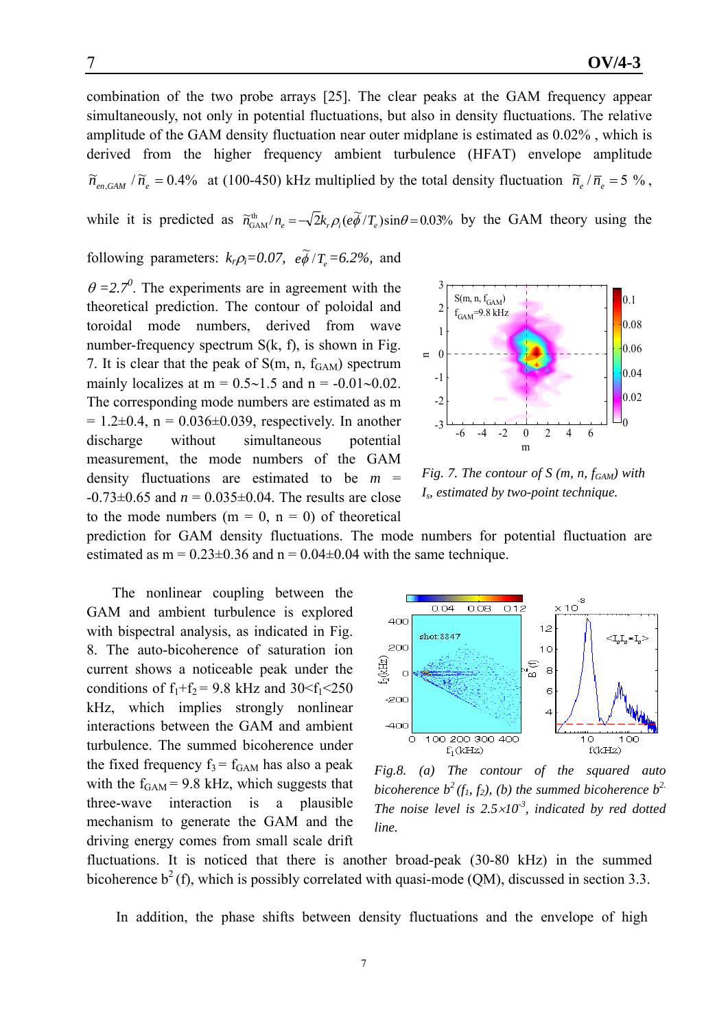combination of the two probe arrays [25]. The clear peaks at the GAM frequency appear simultaneously, not only in potential fluctuations, but also in density fluctuations. The relative amplitude of the GAM density fluctuation near outer midplane is estimated as 0.02% , which is derived from the higher frequency ambient turbulence (HFAT) envelope amplitude $\tilde{n}_{en,GAM} / \tilde{n}_e = 0.4\%$ at (100-450) kHz multiplied by the total density fluctuation $\tilde{n}_e / \bar{n}_e = 5$ %, while it is predicted as $\tilde{n}^{th}_{GAM}/n_e = -\sqrt{2}k_r\rho_i(e\tilde{\phi}/T_e)\sin\theta = 0.03\%$ by the GAM theory using the following parameters: $k_r\rho_i=0.07$, $e\tilde{\phi}/T_e=6.2\%$, and $\theta=2.7^0$. The experiments are in agreement with the theoretical prediction. The contour of poloidal and toroidal mode numbers, derived from wave number-frequency spectrum S(k, f), is shown in Fig. 7. It is clear that the peak of S(m, n, $f_{GAM}$) spectrum mainly localizes at m = 0.5~1.5 and n = -0.01~0.02. The corresponding mode numbers are estimated as m = 1.2±0.4, n = 0.036±0.039, respectively. In another discharge without simultaneous potential measurement, the mode numbers of the GAM density fluctuations are estimated to be $m$ = -0.73±0.65 and $n$ = 0.035±0.04. The results are close to the mode numbers (m = 0, n = 0) of theoretical prediction for GAM density fluctuations. The mode numbers for potential fluctuation are estimated as m = 0.23±0.36 and n = 0.04±0.04 with the same technique.

S(m, n, $f_{GAM}$)
$f_{GAM}$=9.8 kHz
n
m
0.1
0.08
0.06
0.04
0.02
0

*Fig. 7. The contour of S (m, n, $f_{GAM}$) with $I_s$, estimated by two-point technique.*

The nonlinear coupling between the GAM and ambient turbulence is explored with bispectral analysis, as indicated in Fig. 8. The auto-bicoherence of saturation ion current shows a noticeable peak under the conditions of $f_1+f_2$ = 9.8 kHz and 30<$f_1$<250 kHz, which implies strongly nonlinear interactions between the GAM and ambient turbulence. The summed bicoherence under the fixed frequency $f_3 = f_{GAM}$ has also a peak with the $f_{GAM}$ = 9.8 kHz, which suggests that three-wave interaction is a plausible mechanism to generate the GAM and the driving energy comes from small scale drift fluctuations. It is noticed that there is another broad-peak (30-80 kHz) in the summed bicoherence $b^2$(f), which is possibly correlated with quasi-mode (QM), discussed in section 3.3.

0.04 0.08 0.12
shot:8847
$f_2$(kHz)
$f_1$(kHz)
$\times10^{-3}$
$B^2$(f)
<$I_sI_s*I_s$>
f(kHz)

*Fig.8. (a) The contour of the squared auto bicoherence $b^2(f_1, f_2)$, (b) the summed bicoherence $b^2$. The noise level is $2.5\times10^{-3}$, indicated by red dotted line.*

In addition, the phase shifts between density fluctuations and the envelope of high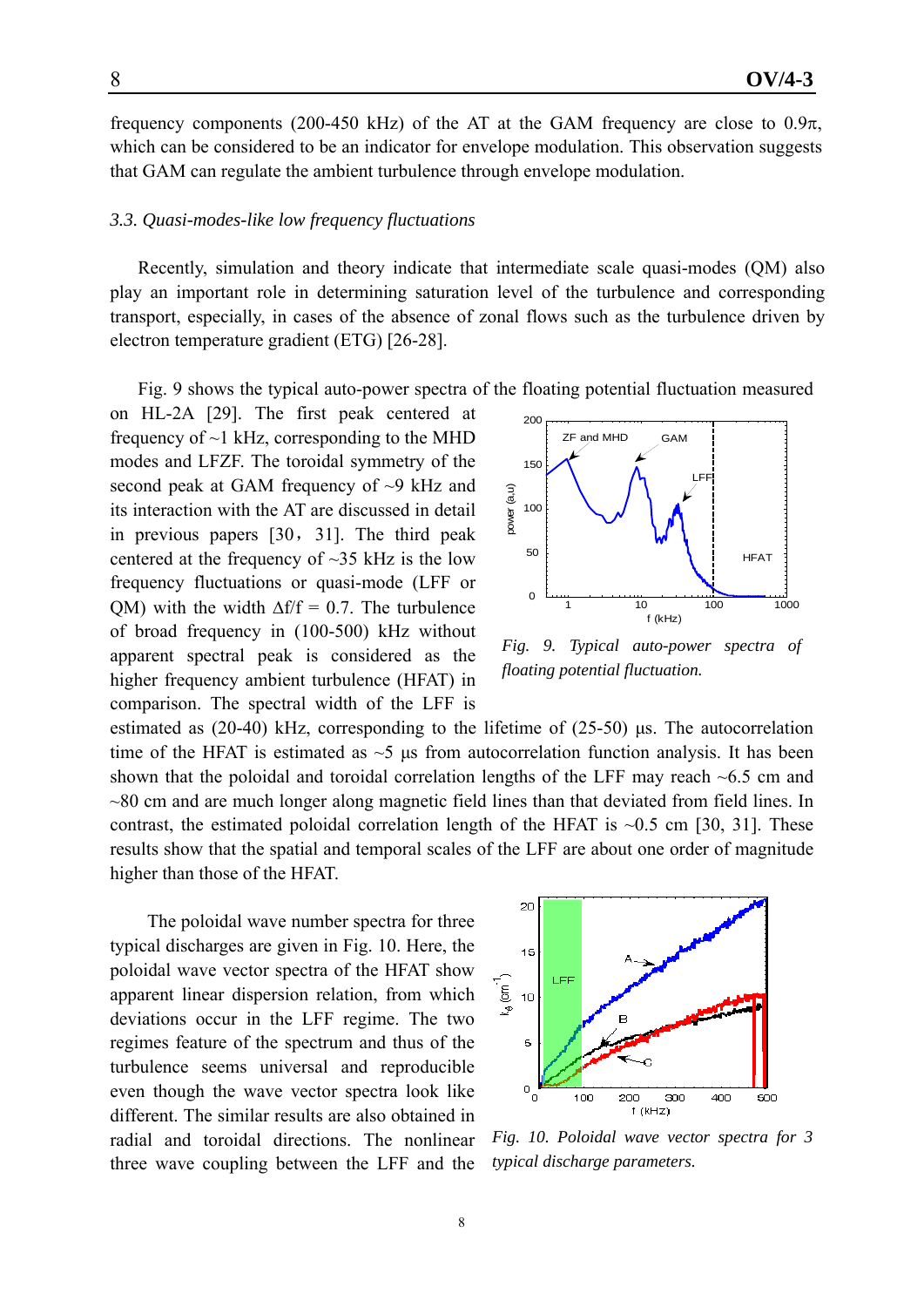frequency components (200-450 kHz) of the AT at the GAM frequency are close to $0.9\pi$, which can be considered to be an indicator for envelope modulation. This observation suggests that GAM can regulate the ambient turbulence through envelope modulation.

### *3.3. Quasi-modes-like low frequency fluctuations*

Recently, simulation and theory indicate that intermediate scale quasi-modes (QM) also play an important role in determining saturation level of the turbulence and corresponding transport, especially, in cases of the absence of zonal flows such as the turbulence driven by electron temperature gradient (ETG) [26-28].

Fig. 9 shows the typical auto-power spectra of the floating potential fluctuation measured on HL-2A [29]. The first peak centered at frequency of ~1 kHz, corresponding to the MHD modes and LFZF. The toroidal symmetry of the second peak at GAM frequency of ~9 kHz and its interaction with the AT are discussed in detail in previous papers [30，31]. The third peak centered at the frequency of ~35 kHz is the low frequency fluctuations or quasi-mode (LFF or QM) with the width $\Delta f/f = 0.7$. The turbulence of broad frequency in (100-500) kHz without apparent spectral peak is considered as the higher frequency ambient turbulence (HFAT) in comparison. The spectral width of the LFF is estimated as (20-40) kHz, corresponding to the lifetime of (25-50) μs. The autocorrelation time of the HFAT is estimated as ~5 μs from autocorrelation function analysis. It has been shown that the poloidal and toroidal correlation lengths of the LFF may reach ~6.5 cm and ~80 cm and are much longer along magnetic field lines than that deviated from field lines. In contrast, the estimated poloidal correlation length of the HFAT is ~0.5 cm [30, 31]. These results show that the spatial and temporal scales of the LFF are about one order of magnitude higher than those of the HFAT.

ZF and MHD
GAM
LFF
HFAT
power (a.u)
f (kHz)
200
150
100
50
0
1
10
100
1000

*Fig. 9. Typical auto-power spectra of floating potential fluctuation.*

The poloidal wave number spectra for three typical discharges are given in Fig. 10. Here, the poloidal wave vector spectra of the HFAT show apparent linear dispersion relation, from which deviations occur in the LFF regime. The two regimes feature of the spectrum and thus of the turbulence seems universal and reproducible even though the wave vector spectra look like different. The similar results are also obtained in radial and toroidal directions. The nonlinear three wave coupling between the LFF and the

LFF
A
B
C
$k_\theta$ (cm$^{-1}$)
f (kHz)
20
15
10
5
0
0
100
200
300
400
500

*Fig. 10. Poloidal wave vector spectra for 3 typical discharge parameters.*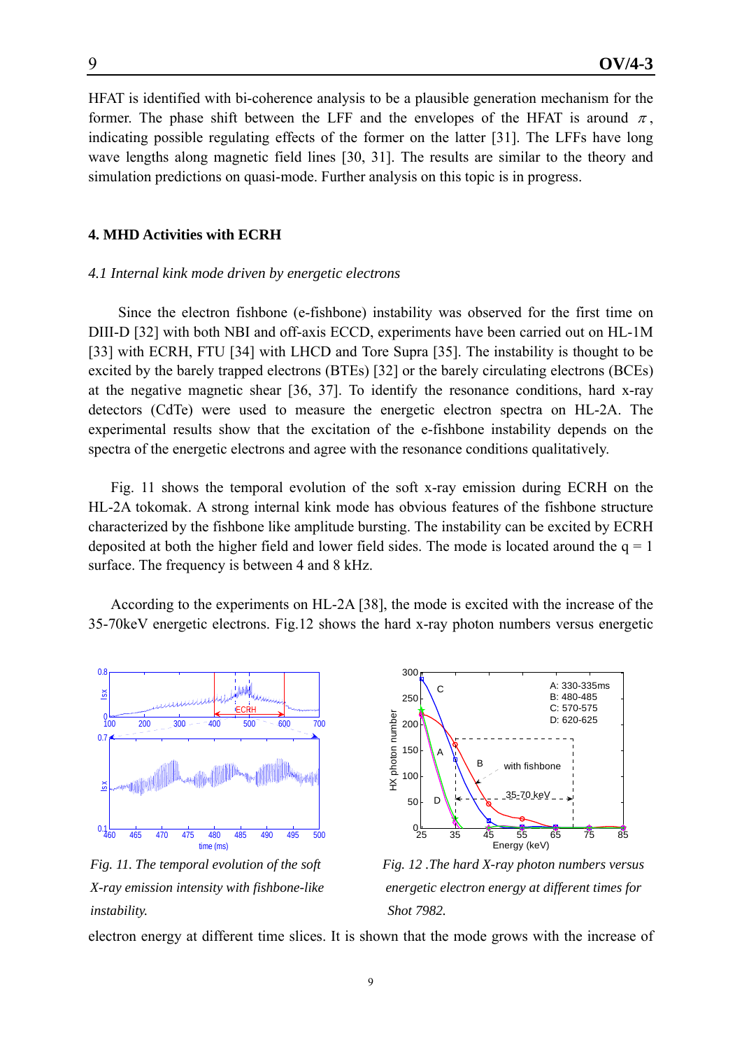HFAT is identified with bi-coherence analysis to be a plausible generation mechanism for the former. The phase shift between the LFF and the envelopes of the HFAT is around $\pi$, indicating possible regulating effects of the former on the latter [31]. The LFFs have long wave lengths along magnetic field lines [30, 31]. The results are similar to the theory and simulation predictions on quasi-mode. Further analysis on this topic is in progress.

## 4. MHD Activities with ECRH

### *4.1 Internal kink mode driven by energetic electrons*

Since the electron fishbone (e-fishbone) instability was observed for the first time on DIII-D [32] with both NBI and off-axis ECCD, experiments have been carried out on HL-1M [33] with ECRH, FTU [34] with LHCD and Tore Supra [35]. The instability is thought to be excited by the barely trapped electrons (BTEs) [32] or the barely circulating electrons (BCEs) at the negative magnetic shear [36, 37]. To identify the resonance conditions, hard x-ray detectors (CdTe) were used to measure the energetic electron spectra on HL-2A. The experimental results show that the excitation of the e-fishbone instability depends on the spectra of the energetic electrons and agree with the resonance conditions qualitatively.

Fig. 11 shows the temporal evolution of the soft x-ray emission during ECRH on the HL-2A tokomak. A strong internal kink mode has obvious features of the fishbone structure characterized by the fishbone like amplitude bursting. The instability can be excited by ECRH deposited at both the higher field and lower field sides. The mode is located around the q = 1 surface. The frequency is between 4 and 8 kHz.

According to the experiments on HL-2A [38], the mode is excited with the increase of the 35-70keV energetic electrons. Fig.12 shows the hard x-ray photon numbers versus energetic

Isx
ECRH
100 200 300 400 500 600 700
Isx
460 465 470 475 480 485 490 495 500
time (ms)

*Fig. 11. The temporal evolution of the soft X-ray emission intensity with fishbone-like instability.*

HX photon number
Energy (keV)
A: 330-335ms
B: 480-485
C: 570-575
D: 620-625
with fishbone
35-70 keV

*Fig. 12 .The hard X-ray photon numbers versus energetic electron energy at different times for Shot 7982.*

electron energy at different time slices. It is shown that the mode grows with the increase of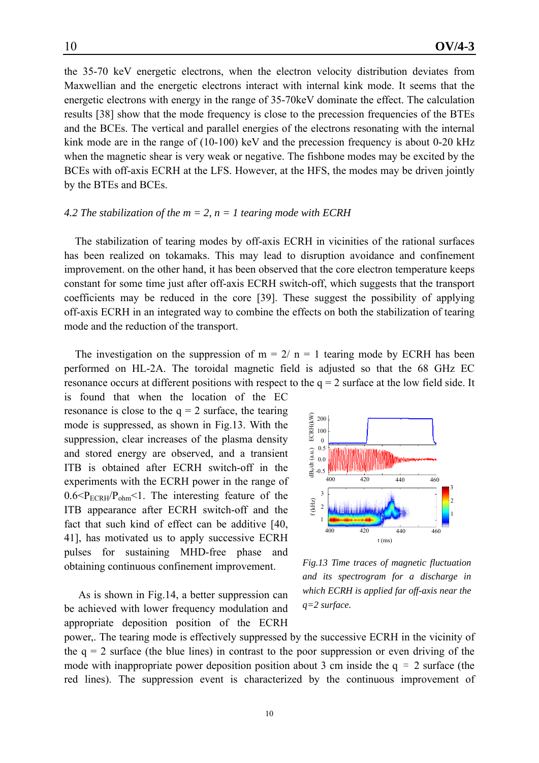the 35-70 keV energetic electrons, when the electron velocity distribution deviates from Maxwellian and the energetic electrons interact with internal kink mode. It seems that the energetic electrons with energy in the range of 35-70keV dominate the effect. The calculation results [38] show that the mode frequency is close to the precession frequencies of the BTEs and the BCEs. The vertical and parallel energies of the electrons resonating with the internal kink mode are in the range of (10-100) keV and the precession frequency is about 0-20 kHz when the magnetic shear is very weak or negative. The fishbone modes may be excited by the BCEs with off-axis ECRH at the LFS. However, at the HFS, the modes may be driven jointly by the BTEs and BCEs.

*4.2 The stabilization of the m = 2, n = 1 tearing mode with ECRH*

The stabilization of tearing modes by off-axis ECRH in vicinities of the rational surfaces has been realized on tokamaks. This may lead to disruption avoidance and confinement improvement. on the other hand, it has been observed that the core electron temperature keeps constant for some time just after off-axis ECRH switch-off, which suggests that the transport coefficients may be reduced in the core [39]. These suggest the possibility of applying off-axis ECRH in an integrated way to combine the effects on both the stabilization of tearing mode and the reduction of the transport.

The investigation on the suppression of m = 2/ n = 1 tearing mode by ECRH has been performed on HL-2A. The toroidal magnetic field is adjusted so that the 68 GHz EC resonance occurs at different positions with respect to the q = 2 surface at the low field side. It is found that when the location of the EC resonance is close to the q = 2 surface, the tearing mode is suppressed, as shown in Fig.13. With the suppression, clear increases of the plasma density and stored energy are observed, and a transient ITB is obtained after ECRH switch-off in the experiments with the ECRH power in the range of $0.6<P_{ECRH}/P_{ohm}<1$. The interesting feature of the ITB appearance after ECRH switch-off and the fact that such kind of effect can be additive [40, 41], has motivated us to apply successive ECRH pulses for sustaining MHD-free phase and obtaining continuous confinement improvement.

ECRH(kW)
200
100
0
dBθ/dt (a.u.)
0.5
0.0
-0.5
400 420 440 460
f (kHz)
3
2
1
400 420 440 460
t (ms)
3
2
1

*Fig.13 Time traces of magnetic fluctuation and its spectrogram for a discharge in which ECRH is applied far off-axis near the q=2 surface.*

As is shown in Fig.14, a better suppression can be achieved with lower frequency modulation and appropriate deposition position of the ECRH power,. The tearing mode is effectively suppressed by the successive ECRH in the vicinity of the q = 2 surface (the blue lines) in contrast to the poor suppression or even driving of the mode with inappropriate power deposition position about 3 cm inside the q = 2 surface (the red lines). The suppression event is characterized by the continuous improvement of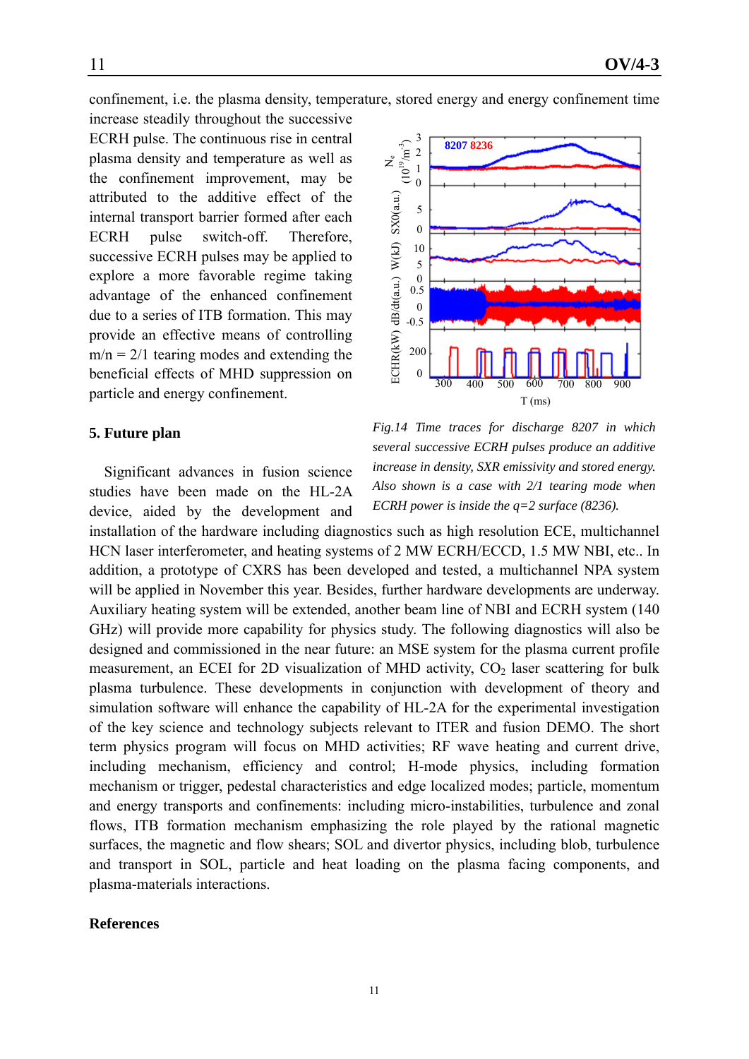confinement, i.e. the plasma density, temperature, stored energy and energy confinement time increase steadily throughout the successive ECRH pulse. The continuous rise in central plasma density and temperature as well as the confinement improvement, may be attributed to the additive effect of the internal transport barrier formed after each ECRH pulse switch-off. Therefore, successive ECRH pulses may be applied to explore a more favorable regime taking advantage of the enhanced confinement due to a series of ITB formation. This may provide an effective means of controlling m/n = 2/1 tearing modes and extending the beneficial effects of MHD suppression on particle and energy confinement.

8207 8236

$N_e$ $(10^{19}/m^{-3})$

SX0(a.u.)

W(kJ)

dB/dt(a.u.)

ECHR(kW)

T (ms)

*Fig.14 Time traces for discharge 8207 in which several successive ECRH pulses produce an additive increase in density, SXR emissivity and stored energy. Also shown is a case with 2/1 tearing mode when ECRH power is inside the q=2 surface (8236).*

## 5. Future plan

Significant advances in fusion science studies have been made on the HL-2A device, aided by the development and installation of the hardware including diagnostics such as high resolution ECE, multichannel HCN laser interferometer, and heating systems of 2 MW ECRH/ECCD, 1.5 MW NBI, etc.. In addition, a prototype of CXRS has been developed and tested, a multichannel NPA system will be applied in November this year. Besides, further hardware developments are underway. Auxiliary heating system will be extended, another beam line of NBI and ECRH system (140 GHz) will provide more capability for physics study. The following diagnostics will also be designed and commissioned in the near future: an MSE system for the plasma current profile measurement, an ECEI for 2D visualization of MHD activity, $CO_2$ laser scattering for bulk plasma turbulence. These developments in conjunction with development of theory and simulation software will enhance the capability of HL-2A for the experimental investigation of the key science and technology subjects relevant to ITER and fusion DEMO. The short term physics program will focus on MHD activities; RF wave heating and current drive, including mechanism, efficiency and control; H-mode physics, including formation mechanism or trigger, pedestal characteristics and edge localized modes; particle, momentum and energy transports and confinements: including micro-instabilities, turbulence and zonal flows, ITB formation mechanism emphasizing the role played by the rational magnetic surfaces, the magnetic and flow shears; SOL and divertor physics, including blob, turbulence and transport in SOL, particle and heat loading on the plasma facing components, and plasma-materials interactions.

## References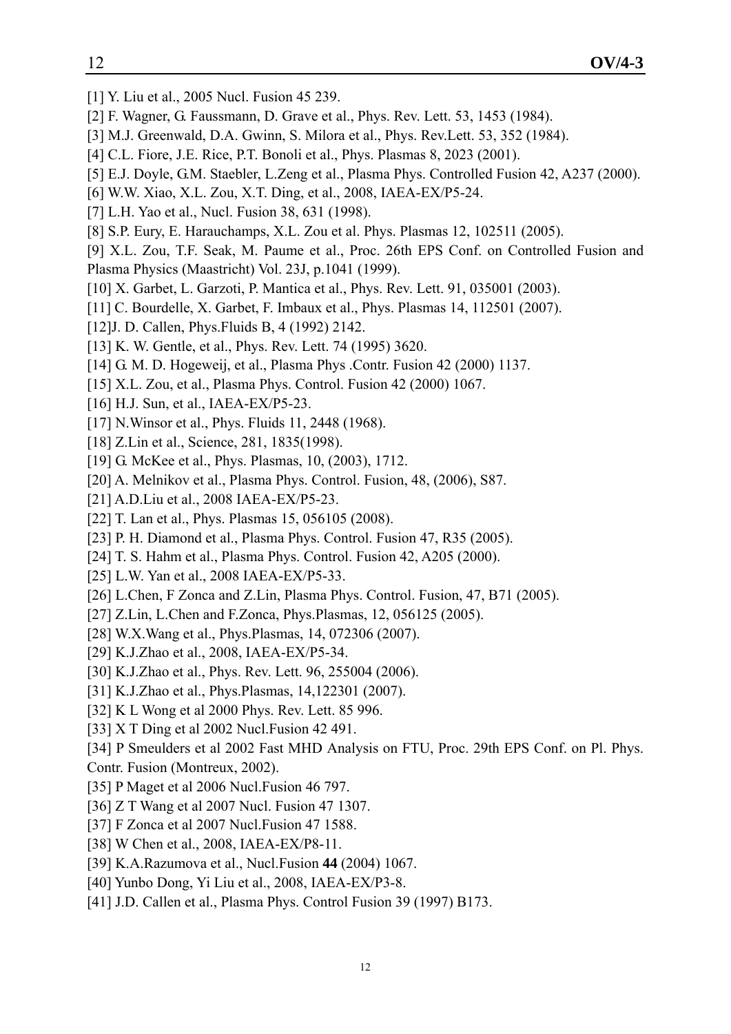[1] Y. Liu et al., 2005 Nucl. Fusion 45 239.

[2] F. Wagner, G. Faussmann, D. Grave et al., Phys. Rev. Lett. 53, 1453 (1984).

[3] M.J. Greenwald, D.A. Gwinn, S. Milora et al., Phys. Rev.Lett. 53, 352 (1984).

[4] C.L. Fiore, J.E. Rice, P.T. Bonoli et al., Phys. Plasmas 8, 2023 (2001).

[5] E.J. Doyle, G.M. Staebler, L.Zeng et al., Plasma Phys. Controlled Fusion 42, A237 (2000).

[6] W.W. Xiao, X.L. Zou, X.T. Ding, et al., 2008, IAEA-EX/P5-24.

[7] L.H. Yao et al., Nucl. Fusion 38, 631 (1998).

[8] S.P. Eury, E. Harauchamps, X.L. Zou et al. Phys. Plasmas 12, 102511 (2005).

[9] X.L. Zou, T.F. Seak, M. Paume et al., Proc. 26th EPS Conf. on Controlled Fusion and Plasma Physics (Maastricht) Vol. 23J, p.1041 (1999).

[10] X. Garbet, L. Garzoti, P. Mantica et al., Phys. Rev. Lett. 91, 035001 (2003).

[11] C. Bourdelle, X. Garbet, F. Imbaux et al., Phys. Plasmas 14, 112501 (2007).

[12]J. D. Callen, Phys.Fluids B, 4 (1992) 2142.

[13] K. W. Gentle, et al., Phys. Rev. Lett. 74 (1995) 3620.

[14] G. M. D. Hogeweij, et al., Plasma Phys .Contr. Fusion 42 (2000) 1137.

[15] X.L. Zou, et al., Plasma Phys. Control. Fusion 42 (2000) 1067.

[16] H.J. Sun, et al., IAEA-EX/P5-23.

[17] N.Winsor et al., Phys. Fluids 11, 2448 (1968).

[18] Z.Lin et al., Science, 281, 1835(1998).

[19] G. McKee et al., Phys. Plasmas, 10, (2003), 1712.

[20] A. Melnikov et al., Plasma Phys. Control. Fusion, 48, (2006), S87.

[21] A.D.Liu et al., 2008 IAEA-EX/P5-23.

[22] T. Lan et al., Phys. Plasmas 15, 056105 (2008).

[23] P. H. Diamond et al., Plasma Phys. Control. Fusion 47, R35 (2005).

[24] T. S. Hahm et al., Plasma Phys. Control. Fusion 42, A205 (2000).

[25] L.W. Yan et al., 2008 IAEA-EX/P5-33.

[26] L.Chen, F Zonca and Z.Lin, Plasma Phys. Control. Fusion, 47, B71 (2005).

[27] Z.Lin, L.Chen and F.Zonca, Phys.Plasmas, 12, 056125 (2005).

[28] W.X.Wang et al., Phys.Plasmas, 14, 072306 (2007).

[29] K.J.Zhao et al., 2008, IAEA-EX/P5-34.

[30] K.J.Zhao et al., Phys. Rev. Lett. 96, 255004 (2006).

[31] K.J.Zhao et al., Phys.Plasmas, 14,122301 (2007).

[32] K L Wong et al 2000 Phys. Rev. Lett. 85 996.

[33] X T Ding et al 2002 Nucl.Fusion 42 491.

[34] P Smeulders et al 2002 Fast MHD Analysis on FTU, Proc. 29th EPS Conf. on Pl. Phys. Contr. Fusion (Montreux, 2002).

[35] P Maget et al 2006 Nucl.Fusion 46 797.

[36] Z T Wang et al 2007 Nucl. Fusion 47 1307.

[37] F Zonca et al 2007 Nucl.Fusion 47 1588.

[38] W Chen et al., 2008, IAEA-EX/P8-11.

[39] K.A.Razumova et al., Nucl.Fusion **44** (2004) 1067.

[40] Yunbo Dong, Yi Liu et al., 2008, IAEA-EX/P3-8.

[41] J.D. Callen et al., Plasma Phys. Control Fusion 39 (1997) B173.